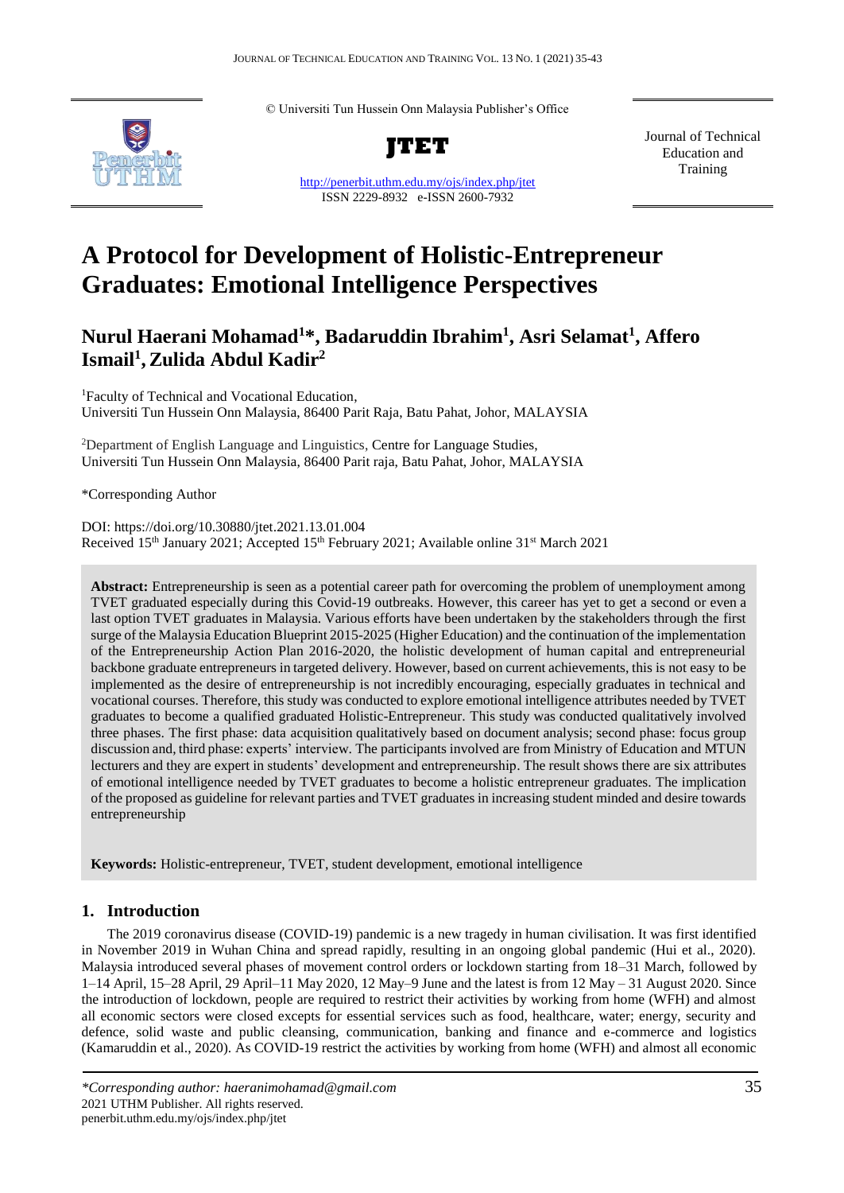© Universiti Tun Hussein Onn Malaysia Publisher's Office

**JTET**

http://penerbit.uthm.edu.my/ojs/index.php/jtet
ISSN 2229-8932 e-ISSN 2600-7932

Journal of Technical Education and Training

# A Protocol for Development of Holistic-Entrepreneur Graduates: Emotional Intelligence Perspectives

## Nurul Haerani Mohamad[1]*, Badaruddin Ibrahim[1], Asri Selamat[1], Affero Ismail[1], Zulida Abdul Kadir[2]

[1]Faculty of Technical and Vocational Education,
Universiti Tun Hussein Onn Malaysia, 86400 Parit Raja, Batu Pahat, Johor, MALAYSIA

[2]Department of English Language and Linguistics, Centre for Language Studies,
Universiti Tun Hussein Onn Malaysia, 86400 Parit raja, Batu Pahat, Johor, MALAYSIA

*Corresponding Author

DOI: https://doi.org/10.30880/jtet.2021.13.01.004
Received 15th January 2021; Accepted 15th February 2021; Available online 31st March 2021

**Abstract:** Entrepreneurship is seen as a potential career path for overcoming the problem of unemployment among TVET graduated especially during this Covid-19 outbreaks. However, this career has yet to get a second or even a last option TVET graduates in Malaysia. Various efforts have been undertaken by the stakeholders through the first surge of the Malaysia Education Blueprint 2015-2025 (Higher Education) and the continuation of the implementation of the Entrepreneurship Action Plan 2016-2020, the holistic development of human capital and entrepreneurial backbone graduate entrepreneurs in targeted delivery. However, based on current achievements, this is not easy to be implemented as the desire of entrepreneurship is not incredibly encouraging, especially graduates in technical and vocational courses. Therefore, this study was conducted to explore emotional intelligence attributes needed by TVET graduates to become a qualified graduated Holistic-Entrepreneur. This study was conducted qualitatively involved three phases. The first phase: data acquisition qualitatively based on document analysis; second phase: focus group discussion and, third phase: experts' interview. The participants involved are from Ministry of Education and MTUN lecturers and they are expert in students' development and entrepreneurship. The result shows there are six attributes of emotional intelligence needed by TVET graduates to become a holistic entrepreneur graduates. The implication of the proposed as guideline for relevant parties and TVET graduates in increasing student minded and desire towards entrepreneurship

**Keywords:** Holistic-entrepreneur, TVET, student development, emotional intelligence

## 1. Introduction

The 2019 coronavirus disease (COVID-19) pandemic is a new tragedy in human civilisation. It was first identified in November 2019 in Wuhan China and spread rapidly, resulting in an ongoing global pandemic (Hui et al., 2020). Malaysia introduced several phases of movement control orders or lockdown starting from 18–31 March, followed by 1–14 April, 15–28 April, 29 April–11 May 2020, 12 May–9 June and the latest is from 12 May – 31 August 2020. Since the introduction of lockdown, people are required to restrict their activities by working from home (WFH) and almost all economic sectors were closed excepts for essential services such as food, healthcare, water; energy, security and defence, solid waste and public cleansing, communication, banking and finance and e-commerce and logistics (Kamaruddin et al., 2020). As COVID-19 restrict the activities by working from home (WFH) and almost all economic

*\*Corresponding author: haeranimohamad@gmail.com*
2021 UTHM Publisher. All rights reserved.
penerbit.uthm.edu.my/ojs/index.php/jtet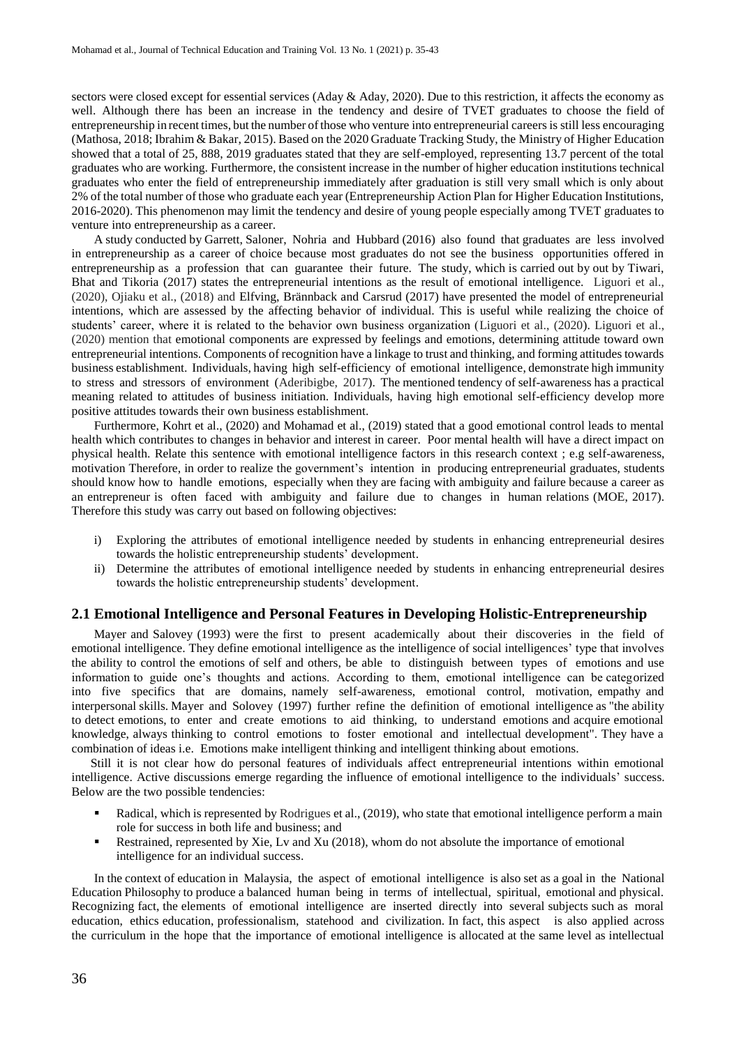sectors were closed except for essential services (Aday & Aday, 2020). Due to this restriction, it affects the economy as well. Although there has been an increase in the tendency and desire of TVET graduates to choose the field of entrepreneurship in recent times, but the number of those who venture into entrepreneurial careers is still less encouraging (Mathosa, 2018; Ibrahim & Bakar, 2015). Based on the 2020 Graduate Tracking Study, the Ministry of Higher Education showed that a total of 25, 888, 2019 graduates stated that they are self-employed, representing 13.7 percent of the total graduates who are working. Furthermore, the consistent increase in the number of higher education institutions technical graduates who enter the field of entrepreneurship immediately after graduation is still very small which is only about 2% of the total number of those who graduate each year (Entrepreneurship Action Plan for Higher Education Institutions, 2016-2020). This phenomenon may limit the tendency and desire of young people especially among TVET graduates to venture into entrepreneurship as a career.

A study conducted by Garrett, Saloner, Nohria and Hubbard (2016) also found that graduates are less involved in entrepreneurship as a career of choice because most graduates do not see the business opportunities offered in entrepreneurship as a profession that can guarantee their future. The study, which is carried out by out by Tiwari, Bhat and Tikoria (2017) states the entrepreneurial intentions as the result of emotional intelligence. Liguori et al., (2020), Ojiaku et al., (2018) and Elfving, Brännback and Carsrud (2017) have presented the model of entrepreneurial intentions, which are assessed by the affecting behavior of individual. This is useful while realizing the choice of students' career, where it is related to the behavior own business organization (Liguori et al., (2020). Liguori et al., (2020) mention that emotional components are expressed by feelings and emotions, determining attitude toward own entrepreneurial intentions. Components of recognition have a linkage to trust and thinking, and forming attitudes towards business establishment. Individuals, having high self-efficiency of emotional intelligence, demonstrate high immunity to stress and stressors of environment (Aderibigbe, 2017). The mentioned tendency of self-awareness has a practical meaning related to attitudes of business initiation. Individuals, having high emotional self-efficiency develop more positive attitudes towards their own business establishment.

Furthermore, Kohrt et al., (2020) and Mohamad et al., (2019) stated that a good emotional control leads to mental health which contributes to changes in behavior and interest in career. Poor mental health will have a direct impact on physical health. Relate this sentence with emotional intelligence factors in this research context ; e.g self-awareness, motivation Therefore, in order to realize the government's intention in producing entrepreneurial graduates, students should know how to handle emotions, especially when they are facing with ambiguity and failure because a career as an entrepreneur is often faced with ambiguity and failure due to changes in human relations (MOE, 2017). Therefore this study was carry out based on following objectives:

i) Exploring the attributes of emotional intelligence needed by students in enhancing entrepreneurial desires towards the holistic entrepreneurship students' development.
ii) Determine the attributes of emotional intelligence needed by students in enhancing entrepreneurial desires towards the holistic entrepreneurship students' development.

## 2.1 Emotional Intelligence and Personal Features in Developing Holistic-Entrepreneurship

Mayer and Salovey (1993) were the first to present academically about their discoveries in the field of emotional intelligence. They define emotional intelligence as the intelligence of social intelligences' type that involves the ability to control the emotions of self and others, be able to distinguish between types of emotions and use information to guide one's thoughts and actions. According to them, emotional intelligence can be categorized into five specifics that are domains, namely self-awareness, emotional control, motivation, empathy and interpersonal skills. Mayer and Solovey (1997) further refine the definition of emotional intelligence as "the ability to detect emotions, to enter and create emotions to aid thinking, to understand emotions and acquire emotional knowledge, always thinking to control emotions to foster emotional and intellectual development". They have a combination of ideas i.e. Emotions make intelligent thinking and intelligent thinking about emotions.

Still it is not clear how do personal features of individuals affect entrepreneurial intentions within emotional intelligence. Active discussions emerge regarding the influence of emotional intelligence to the individuals' success. Below are the two possible tendencies:

- Radical, which is represented by Rodrigues et al., (2019), who state that emotional intelligence perform a main role for success in both life and business; and
- Restrained, represented by Xie, Lv and Xu (2018), whom do not absolute the importance of emotional intelligence for an individual success.

In the context of education in Malaysia, the aspect of emotional intelligence is also set as a goal in the National Education Philosophy to produce a balanced human being in terms of intellectual, spiritual, emotional and physical. Recognizing fact, the elements of emotional intelligence are inserted directly into several subjects such as moral education, ethics education, professionalism, statehood and civilization. In fact, this aspect is also applied across the curriculum in the hope that the importance of emotional intelligence is allocated at the same level as intellectual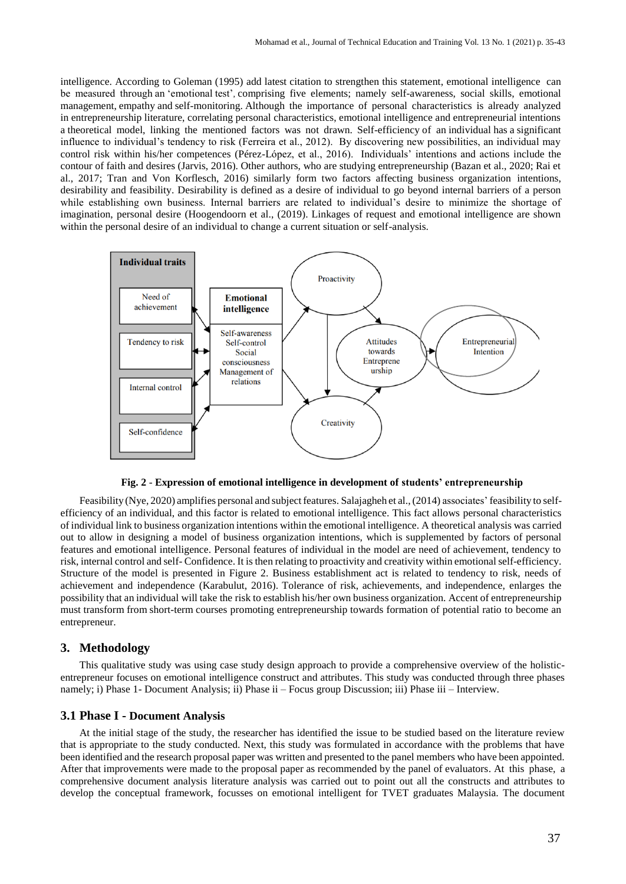intelligence. According to Goleman (1995) add latest citation to strengthen this statement, emotional intelligence can be measured through an 'emotional test', comprising five elements; namely self-awareness, social skills, emotional management, empathy and self-monitoring. Although the importance of personal characteristics is already analyzed in entrepreneurship literature, correlating personal characteristics, emotional intelligence and entrepreneurial intentions a theoretical model, linking the mentioned factors was not drawn. Self-efficiency of an individual has a significant influence to individual's tendency to risk (Ferreira et al., 2012). By discovering new possibilities, an individual may control risk within his/her competences (Pérez-López, et al., 2016). Individuals' intentions and actions include the contour of faith and desires (Jarvis, 2016). Other authors, who are studying entrepreneurship (Bazan et al., 2020; Rai et al., 2017; Tran and Von Korflesch, 2016) similarly form two factors affecting business organization intentions, desirability and feasibility. Desirability is defined as a desire of individual to go beyond internal barriers of a person while establishing own business. Internal barriers are related to individual's desire to minimize the shortage of imagination, personal desire (Hoogendoorn et al., (2019). Linkages of request and emotional intelligence are shown within the personal desire of an individual to change a current situation or self-analysis.

**Individual traits**: Need of achievement; Tendency to risk; Internal control; Self-confidence

**Emotional intelligence**: Self-awareness; Self-control; Social consciousness; Management of relations

Proactivity; Creativity; Attitudes towards Entrepreneurship; Entrepreneurial Intention

**Fig. 2 - Expression of emotional intelligence in development of students' entrepreneurship**

Feasibility (Nye, 2020) amplifies personal and subject features. Salajagheh et al., (2014) associates' feasibility to self-efficiency of an individual, and this factor is related to emotional intelligence. This fact allows personal characteristics of individual link to business organization intentions within the emotional intelligence. A theoretical analysis was carried out to allow in designing a model of business organization intentions, which is supplemented by factors of personal features and emotional intelligence. Personal features of individual in the model are need of achievement, tendency to risk, internal control and self- Confidence. It is then relating to proactivity and creativity within emotional self-efficiency. Structure of the model is presented in Figure 2. Business establishment act is related to tendency to risk, needs of achievement and independence (Karabulut, 2016). Tolerance of risk, achievements, and independence, enlarges the possibility that an individual will take the risk to establish his/her own business organization. Accent of entrepreneurship must transform from short-term courses promoting entrepreneurship towards formation of potential ratio to become an entrepreneur.

## 3. Methodology

This qualitative study was using case study design approach to provide a comprehensive overview of the holistic-entrepreneur focuses on emotional intelligence construct and attributes. This study was conducted through three phases namely; i) Phase 1- Document Analysis; ii) Phase ii – Focus group Discussion; iii) Phase iii – Interview.

### 3.1 Phase I - Document Analysis

At the initial stage of the study, the researcher has identified the issue to be studied based on the literature review that is appropriate to the study conducted. Next, this study was formulated in accordance with the problems that have been identified and the research proposal paper was written and presented to the panel members who have been appointed. After that improvements were made to the proposal paper as recommended by the panel of evaluators. At this phase, a comprehensive document analysis literature analysis was carried out to point out all the constructs and attributes to develop the conceptual framework, focusses on emotional intelligent for TVET graduates Malaysia. The document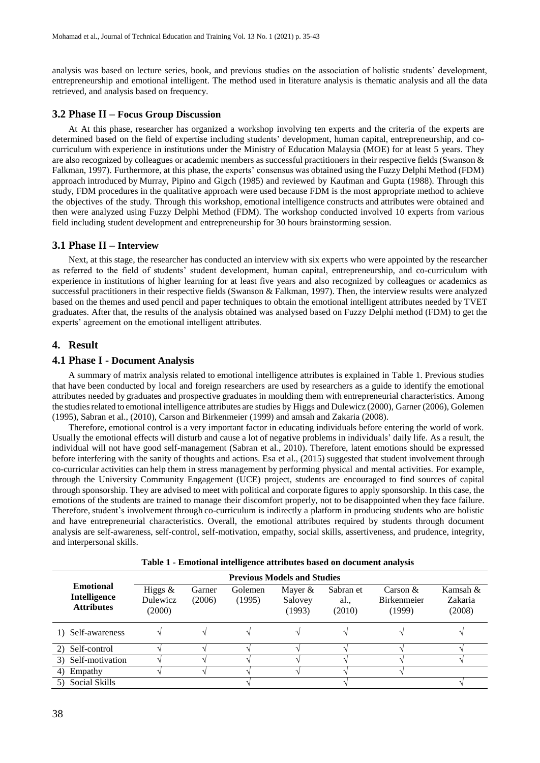analysis was based on lecture series, book, and previous studies on the association of holistic students' development, entrepreneurship and emotional intelligent. The method used in literature analysis is thematic analysis and all the data retrieved, and analysis based on frequency.

### 3.2 Phase II – Focus Group Discussion

At At this phase, researcher has organized a workshop involving ten experts and the criteria of the experts are determined based on the field of expertise including students' development, human capital, entrepreneurship, and co-curriculum with experience in institutions under the Ministry of Education Malaysia (MOE) for at least 5 years. They are also recognized by colleagues or academic members as successful practitioners in their respective fields (Swanson & Falkman, 1997). Furthermore, at this phase, the experts' consensus was obtained using the Fuzzy Delphi Method (FDM) approach introduced by Murray, Pipino and Gigch (1985) and reviewed by Kaufman and Gupta (1988). Through this study, FDM procedures in the qualitative approach were used because FDM is the most appropriate method to achieve the objectives of the study. Through this workshop, emotional intelligence constructs and attributes were obtained and then were analyzed using Fuzzy Delphi Method (FDM). The workshop conducted involved 10 experts from various field including student development and entrepreneurship for 30 hours brainstorming session.

### 3.1 Phase II – Interview

Next, at this stage, the researcher has conducted an interview with six experts who were appointed by the researcher as referred to the field of students' student development, human capital, entrepreneurship, and co-curriculum with experience in institutions of higher learning for at least five years and also recognized by colleagues or academics as successful practitioners in their respective fields (Swanson & Falkman, 1997). Then, the interview results were analyzed based on the themes and used pencil and paper techniques to obtain the emotional intelligent attributes needed by TVET graduates. After that, the results of the analysis obtained was analysed based on Fuzzy Delphi method (FDM) to get the experts' agreement on the emotional intelligent attributes.

## 4. Result

### 4.1 Phase I - Document Analysis

A summary of matrix analysis related to emotional intelligence attributes is explained in Table 1. Previous studies that have been conducted by local and foreign researchers are used by researchers as a guide to identify the emotional attributes needed by graduates and prospective graduates in moulding them with entrepreneurial characteristics. Among the studies related to emotional intelligence attributes are studies by Higgs and Dulewicz (2000), Garner (2006), Golemen (1995), Sabran et al., (2010), Carson and Birkenmeier (1999) and amsah and Zakaria (2008).

Therefore, emotional control is a very important factor in educating individuals before entering the world of work. Usually the emotional effects will disturb and cause a lot of negative problems in individuals' daily life. As a result, the individual will not have good self-management (Sabran et al., 2010). Therefore, latent emotions should be expressed before interfering with the sanity of thoughts and actions. Esa et al., (2015) suggested that student involvement through co-curricular activities can help them in stress management by performing physical and mental activities. For example, through the University Community Engagement (UCE) project, students are encouraged to find sources of capital through sponsorship. They are advised to meet with political and corporate figures to apply sponsorship. In this case, the emotions of the students are trained to manage their discomfort properly, not to be disappointed when they face failure. Therefore, student's involvement through co-curriculum is indirectly a platform in producing students who are holistic and have entrepreneurial characteristics. Overall, the emotional attributes required by students through document analysis are self-awareness, self-control, self-motivation, empathy, social skills, assertiveness, and prudence, integrity, and interpersonal skills.

**Table 1 - Emotional intelligence attributes based on document analysis**

| Emotional Intelligence Attributes | Previous Models and Studies | | | | | | |
|---|---|---|---|---|---|---|---|
| | Higgs & Dulewicz (2000) | Garner (2006) | Golemen (1995) | Mayer & Salovey (1993) | Sabran et al., (2010) | Carson & Birkenmeier (1999) | Kamsah & Zakaria (2008) |
| 1) Self-awareness | √ | √ | √ | √ | √ | √ | √ |
| 2) Self-control | √ | √ | √ | √ | √ | √ | √ |
| 3) Self-motivation | √ | √ | √ | √ | √ | √ | √ |
| 4) Empathy | √ | √ | √ | √ | √ | √ | |
| 5) Social Skills | | | √ | | √ | | √ |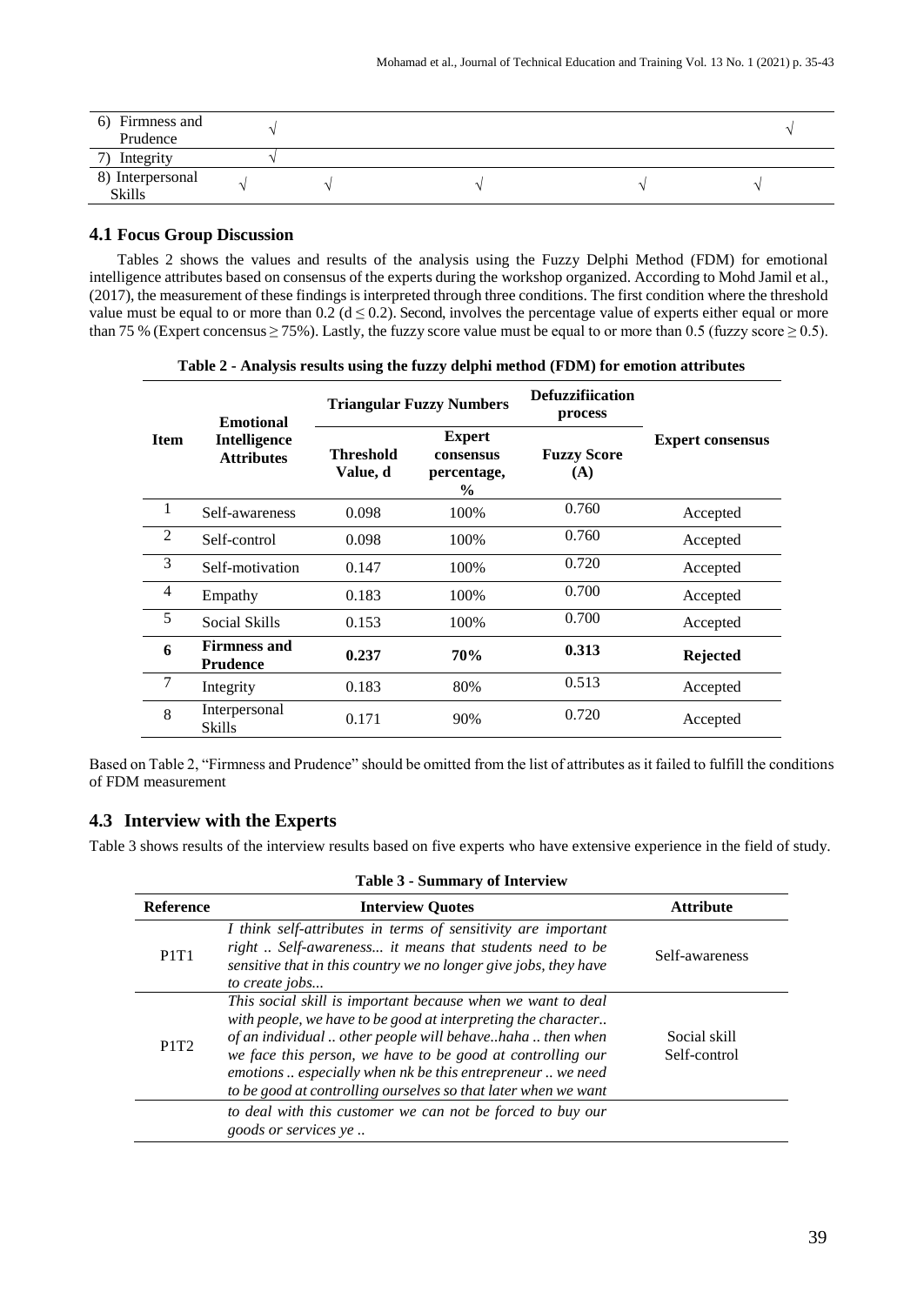| | | | | | |
|---|---|---|---|---|---|
| 6) Firmness and Prudence | √ | | | | √ |
| 7) Integrity | √ | | | | |
| 8) Interpersonal Skills | √ | √ | √ | √ | √ |

### 4.1 Focus Group Discussion

Tables 2 shows the values and results of the analysis using the Fuzzy Delphi Method (FDM) for emotional intelligence attributes based on consensus of the experts during the workshop organized. According to Mohd Jamil et al., (2017), the measurement of these findings is interpreted through three conditions. The first condition where the threshold value must be equal to or more than 0.2 ($d \leq 0.2$). Second, involves the percentage value of experts either equal or more than 75 % (Expert concensus $\geq 75\%$). Lastly, the fuzzy score value must be equal to or more than 0.5 (fuzzy score $\geq 0.5$).

**Table 2 - Analysis results using the fuzzy delphi method (FDM) for emotion attributes**

| Item | Emotional Intelligence Attributes | Triangular Fuzzy Numbers | | Defuzzifiication process | Expert consensus |
|---|---|---|---|---|---|
| | | Threshold Value, d | Expert consensus percentage, % | Fuzzy Score (A) | |
| 1 | Self-awareness | 0.098 | 100% | 0.760 | Accepted |
| 2 | Self-control | 0.098 | 100% | 0.760 | Accepted |
| 3 | Self-motivation | 0.147 | 100% | 0.720 | Accepted |
| 4 | Empathy | 0.183 | 100% | 0.700 | Accepted |
| 5 | Social Skills | 0.153 | 100% | 0.700 | Accepted |
| **6** | **Firmness and Prudence** | **0.237** | **70%** | **0.313** | **Rejected** |
| 7 | Integrity | 0.183 | 80% | 0.513 | Accepted |
| 8 | Interpersonal Skills | 0.171 | 90% | 0.720 | Accepted |

Based on Table 2, "Firmness and Prudence" should be omitted from the list of attributes as it failed to fulfill the conditions of FDM measurement

## 4.3 Interview with the Experts

Table 3 shows results of the interview results based on five experts who have extensive experience in the field of study.

**Table 3 - Summary of Interview**

| Reference | Interview Quotes | Attribute |
|---|---|---|
| P1T1 | *I think self-attributes in terms of sensitivity are important right .. Self-awareness... it means that students need to be sensitive that in this country we no longer give jobs, they have to create jobs...* | Self-awareness |
| P1T2 | *This social skill is important because when we want to deal with people, we have to be good at interpreting the character.. of an individual .. other people will behave..haha .. then when we face this person, we have to be good at controlling our emotions .. especially when nk be this entrepreneur .. we need to be good at controlling ourselves so that later when we want to deal with this customer we can not be forced to buy our goods or services ye ..* | Social skill Self-control |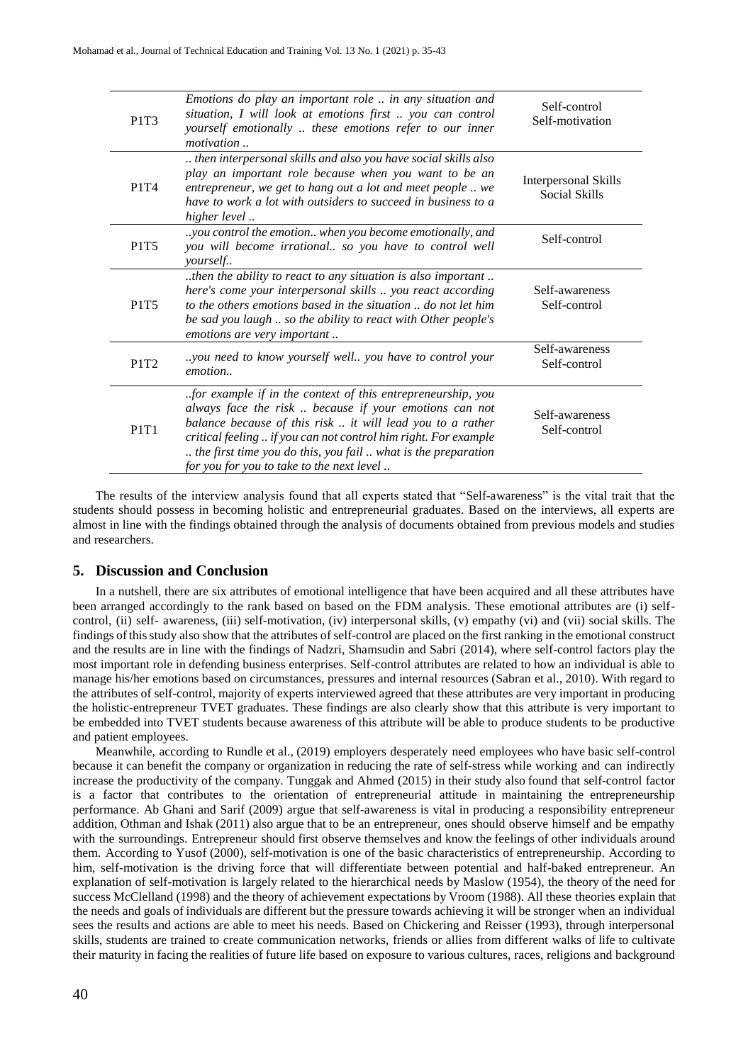| | | |
|---|---|---|
| P1T3 | *Emotions do play an important role .. in any situation and situation, I will look at emotions first .. you can control yourself emotionally .. these emotions refer to our inner motivation ..* | Self-control<br>Self-motivation |
| P1T4 | *.. then interpersonal skills and also you have social skills also play an important role because when you want to be an entrepreneur, we get to hang out a lot and meet people .. we have to work a lot with outsiders to succeed in business to a higher level ..* | Interpersonal Skills<br>Social Skills |
| P1T5 | *..you control the emotion.. when you become emotionally, and you will become irrational.. so you have to control well yourself..* | Self-control |
| P1T5 | *..then the ability to react to any situation is also important .. here's come your interpersonal skills .. you react according to the others emotions based in the situation .. do not let him be sad you laugh .. so the ability to react with Other people's emotions are very important ..* | Self-awareness<br>Self-control |
| P1T2 | *..you need to know yourself well.. you have to control your emotion..* | Self-awareness<br>Self-control |
| P1T1 | *..for example if in the context of this entrepreneurship, you always face the risk .. because if your emotions can not balance because of this risk .. it will lead you to a rather critical feeling .. if you can not control him right. For example .. the first time you do this, you fail .. what is the preparation for you for you to take to the next level ..* | Self-awareness<br>Self-control |

The results of the interview analysis found that all experts stated that "Self-awareness" is the vital trait that the students should possess in becoming holistic and entrepreneurial graduates. Based on the interviews, all experts are almost in line with the findings obtained through the analysis of documents obtained from previous models and studies and researchers.

## 5. Discussion and Conclusion

In a nutshell, there are six attributes of emotional intelligence that have been acquired and all these attributes have been arranged accordingly to the rank based on based on the FDM analysis. These emotional attributes are (i) self-control, (ii) self- awareness, (iii) self-motivation, (iv) interpersonal skills, (v) empathy (vi) and (vii) social skills. The findings of this study also show that the attributes of self-control are placed on the first ranking in the emotional construct and the results are in line with the findings of Nadzri, Shamsudin and Sabri (2014), where self-control factors play the most important role in defending business enterprises. Self-control attributes are related to how an individual is able to manage his/her emotions based on circumstances, pressures and internal resources (Sabran et al., 2010). With regard to the attributes of self-control, majority of experts interviewed agreed that these attributes are very important in producing the holistic-entrepreneur TVET graduates. These findings are also clearly show that this attribute is very important to be embedded into TVET students because awareness of this attribute will be able to produce students to be productive and patient employees.

Meanwhile, according to Rundle et al., (2019) employers desperately need employees who have basic self-control because it can benefit the company or organization in reducing the rate of self-stress while working and can indirectly increase the productivity of the company. Tunggak and Ahmed (2015) in their study also found that self-control factor is a factor that contributes to the orientation of entrepreneurial attitude in maintaining the entrepreneurship performance. Ab Ghani and Sarif (2009) argue that self-awareness is vital in producing a responsibility entrepreneur addition, Othman and Ishak (2011) also argue that to be an entrepreneur, ones should observe himself and be empathy with the surroundings. Entrepreneur should first observe themselves and know the feelings of other individuals around them. According to Yusof (2000), self-motivation is one of the basic characteristics of entrepreneurship. According to him, self-motivation is the driving force that will differentiate between potential and half-baked entrepreneur. An explanation of self-motivation is largely related to the hierarchical needs by Maslow (1954), the theory of the need for success McClelland (1998) and the theory of achievement expectations by Vroom (1988). All these theories explain that the needs and goals of individuals are different but the pressure towards achieving it will be stronger when an individual sees the results and actions are able to meet his needs. Based on Chickering and Reisser (1993), through interpersonal skills, students are trained to create communication networks, friends or allies from different walks of life to cultivate their maturity in facing the realities of future life based on exposure to various cultures, races, religions and background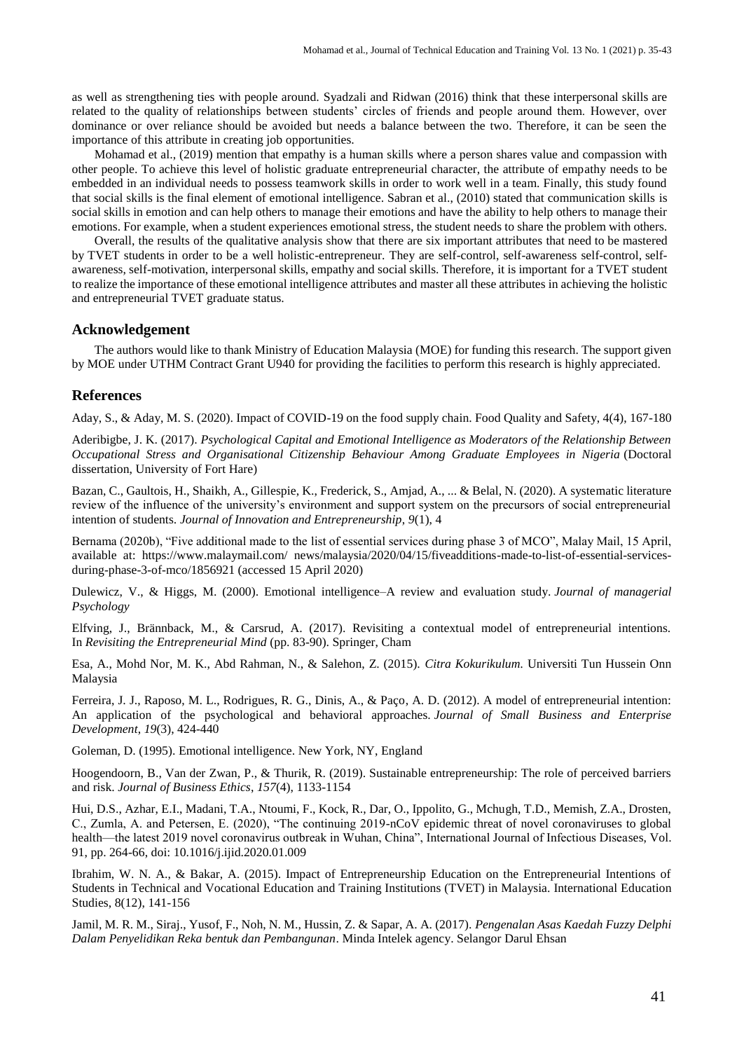as well as strengthening ties with people around. Syadzali and Ridwan (2016) think that these interpersonal skills are related to the quality of relationships between students' circles of friends and people around them. However, over dominance or over reliance should be avoided but needs a balance between the two. Therefore, it can be seen the importance of this attribute in creating job opportunities.

Mohamad et al., (2019) mention that empathy is a human skills where a person shares value and compassion with other people. To achieve this level of holistic graduate entrepreneurial character, the attribute of empathy needs to be embedded in an individual needs to possess teamwork skills in order to work well in a team. Finally, this study found that social skills is the final element of emotional intelligence. Sabran et al., (2010) stated that communication skills is social skills in emotion and can help others to manage their emotions and have the ability to help others to manage their emotions. For example, when a student experiences emotional stress, the student needs to share the problem with others.

Overall, the results of the qualitative analysis show that there are six important attributes that need to be mastered by TVET students in order to be a well holistic-entrepreneur. They are self-control, self-awareness self-control, self-awareness, self-motivation, interpersonal skills, empathy and social skills. Therefore, it is important for a TVET student to realize the importance of these emotional intelligence attributes and master all these attributes in achieving the holistic and entrepreneurial TVET graduate status.

## Acknowledgement

The authors would like to thank Ministry of Education Malaysia (MOE) for funding this research. The support given by MOE under UTHM Contract Grant U940 for providing the facilities to perform this research is highly appreciated.

## References

Aday, S., & Aday, M. S. (2020). Impact of COVID-19 on the food supply chain. Food Quality and Safety, 4(4), 167-180

Aderibigbe, J. K. (2017). *Psychological Capital and Emotional Intelligence as Moderators of the Relationship Between Occupational Stress and Organisational Citizenship Behaviour Among Graduate Employees in Nigeria* (Doctoral dissertation, University of Fort Hare)

Bazan, C., Gaultois, H., Shaikh, A., Gillespie, K., Frederick, S., Amjad, A., ... & Belal, N. (2020). A systematic literature review of the influence of the university's environment and support system on the precursors of social entrepreneurial intention of students. *Journal of Innovation and Entrepreneurship*, *9*(1), 4

Bernama (2020b), "Five additional made to the list of essential services during phase 3 of MCO", Malay Mail, 15 April, available at: https://www.malaymail.com/ news/malaysia/2020/04/15/fiveadditions-made-to-list-of-essential-services-during-phase-3-of-mco/1856921 (accessed 15 April 2020)

Dulewicz, V., & Higgs, M. (2000). Emotional intelligence–A review and evaluation study. *Journal of managerial Psychology*

Elfving, J., Brännback, M., & Carsrud, A. (2017). Revisiting a contextual model of entrepreneurial intentions. In *Revisiting the Entrepreneurial Mind* (pp. 83-90). Springer, Cham

Esa, A., Mohd Nor, M. K., Abd Rahman, N., & Salehon, Z. (2015). *Citra Kokurikulum.* Universiti Tun Hussein Onn Malaysia

Ferreira, J. J., Raposo, M. L., Rodrigues, R. G., Dinis, A., & Paço, A. D. (2012). A model of entrepreneurial intention: An application of the psychological and behavioral approaches. *Journal of Small Business and Enterprise Development*, *19*(3), 424-440

Goleman, D. (1995). Emotional intelligence. New York, NY, England

Hoogendoorn, B., Van der Zwan, P., & Thurik, R. (2019). Sustainable entrepreneurship: The role of perceived barriers and risk. *Journal of Business Ethics*, *157*(4), 1133-1154

Hui, D.S., Azhar, E.I., Madani, T.A., Ntoumi, F., Kock, R., Dar, O., Ippolito, G., Mchugh, T.D., Memish, Z.A., Drosten, C., Zumla, A. and Petersen, E. (2020), "The continuing 2019-nCoV epidemic threat of novel coronaviruses to global health—the latest 2019 novel coronavirus outbreak in Wuhan, China", International Journal of Infectious Diseases, Vol. 91, pp. 264-66, doi: 10.1016/j.ijid.2020.01.009

Ibrahim, W. N. A., & Bakar, A. (2015). Impact of Entrepreneurship Education on the Entrepreneurial Intentions of Students in Technical and Vocational Education and Training Institutions (TVET) in Malaysia. International Education Studies, 8(12), 141-156

Jamil, M. R. M., Siraj., Yusof, F., Noh, N. M., Hussin, Z. & Sapar, A. A. (2017). *Pengenalan Asas Kaedah Fuzzy Delphi Dalam Penyelidikan Reka bentuk dan Pembangunan*. Minda Intelek agency. Selangor Darul Ehsan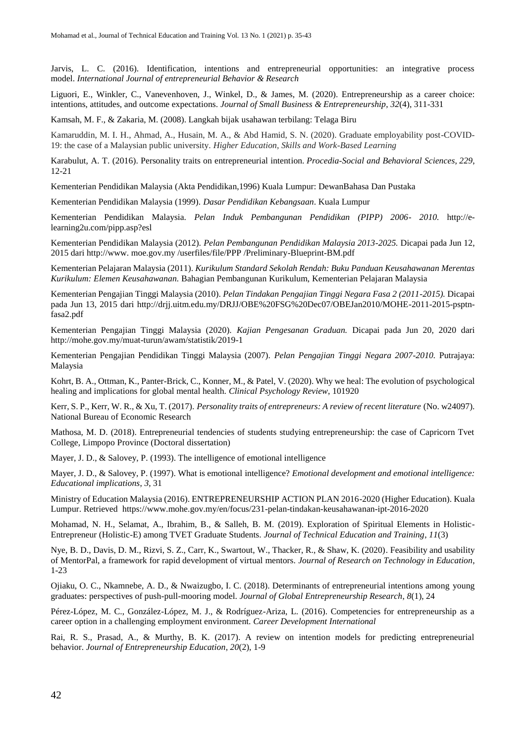Jarvis, L. C. (2016). Identification, intentions and entrepreneurial opportunities: an integrative process model. *International Journal of entrepreneurial Behavior & Research*

Liguori, E., Winkler, C., Vanevenhoven, J., Winkel, D., & James, M. (2020). Entrepreneurship as a career choice: intentions, attitudes, and outcome expectations. *Journal of Small Business & Entrepreneurship*, *32*(4), 311-331

Kamsah, M. F., & Zakaria, M. (2008). Langkah bijak usahawan terbilang: Telaga Biru

Kamaruddin, M. I. H., Ahmad, A., Husain, M. A., & Abd Hamid, S. N. (2020). Graduate employability post-COVID-19: the case of a Malaysian public university. *Higher Education, Skills and Work-Based Learning*

Karabulut, A. T. (2016). Personality traits on entrepreneurial intention. *Procedia-Social and Behavioral Sciences*, *229*, 12-21

Kementerian Pendidikan Malaysia (Akta Pendidikan,1996) Kuala Lumpur: DewanBahasa Dan Pustaka

Kementerian Pendidikan Malaysia (1999). *Dasar Pendidikan Kebangsaan*. Kuala Lumpur

Kementerian Pendidikan Malaysia. *Pelan Induk Pembangunan Pendidikan (PIPP) 2006- 2010.* http://e-learning2u.com/pipp.asp?esl

Kementerian Pendidikan Malaysia (2012). *Pelan Pembangunan Pendidikan Malaysia 2013-2025.* Dicapai pada Jun 12, 2015 dari http://www. moe.gov.my /userfiles/file/PPP /Preliminary-Blueprint-BM.pdf

Kementerian Pelajaran Malaysia (2011). *Kurikulum Standard Sekolah Rendah: Buku Panduan Keusahawanan Merentas Kurikulum: Elemen Keusahawanan.* Bahagian Pembangunan Kurikulum, Kementerian Pelajaran Malaysia

Kementerian Pengajian Tinggi Malaysia (2010). *Pelan Tindakan Pengajian Tinggi Negara Fasa 2 (2011-2015).* Dicapai pada Jun 13, 2015 dari http://drjj.uitm.edu.my/DRJJ/OBE%20FSG%20Dec07/OBEJan2010/MOHE-2011-2015-psptn-fasa2.pdf

Kementerian Pengajian Tinggi Malaysia (2020). *Kajian Pengesanan Graduan.* Dicapai pada Jun 20, 2020 dari http://mohe.gov.my/muat-turun/awam/statistik/2019-1

Kementerian Pengajian Pendidikan Tinggi Malaysia (2007). *Pelan Pengajian Tinggi Negara 2007-2010.* Putrajaya: Malaysia

Kohrt, B. A., Ottman, K., Panter-Brick, C., Konner, M., & Patel, V. (2020). Why we heal: The evolution of psychological healing and implications for global mental health. *Clinical Psychology Review*, 101920

Kerr, S. P., Kerr, W. R., & Xu, T. (2017). *Personality traits of entrepreneurs: A review of recent literature* (No. w24097). National Bureau of Economic Research

Mathosa, M. D. (2018). Entrepreneurial tendencies of students studying entrepreneurship: the case of Capricorn Tvet College, Limpopo Province (Doctoral dissertation)

Mayer, J. D., & Salovey, P. (1993). The intelligence of emotional intelligence

Mayer, J. D., & Salovey, P. (1997). What is emotional intelligence? *Emotional development and emotional intelligence: Educational implications*, *3*, 31

Ministry of Education Malaysia (2016). ENTREPRENEURSHIP ACTION PLAN 2016-2020 (Higher Education). Kuala Lumpur. Retrieved https://www.mohe.gov.my/en/focus/231-pelan-tindakan-keusahawanan-ipt-2016-2020

Mohamad, N. H., Selamat, A., Ibrahim, B., & Salleh, B. M. (2019). Exploration of Spiritual Elements in Holistic-Entrepreneur (Holistic-E) among TVET Graduate Students. *Journal of Technical Education and Training*, *11*(3)

Nye, B. D., Davis, D. M., Rizvi, S. Z., Carr, K., Swartout, W., Thacker, R., & Shaw, K. (2020). Feasibility and usability of MentorPal, a framework for rapid development of virtual mentors. *Journal of Research on Technology in Education*, 1-23

Ojiaku, O. C., Nkamnebe, A. D., & Nwaizugbo, I. C. (2018). Determinants of entrepreneurial intentions among young graduates: perspectives of push-pull-mooring model. *Journal of Global Entrepreneurship Research*, *8*(1), 24

Pérez-López, M. C., González-López, M. J., & Rodríguez-Ariza, L. (2016). Competencies for entrepreneurship as a career option in a challenging employment environment. *Career Development International*

Rai, R. S., Prasad, A., & Murthy, B. K. (2017). A review on intention models for predicting entrepreneurial behavior. *Journal of Entrepreneurship Education*, *20*(2), 1-9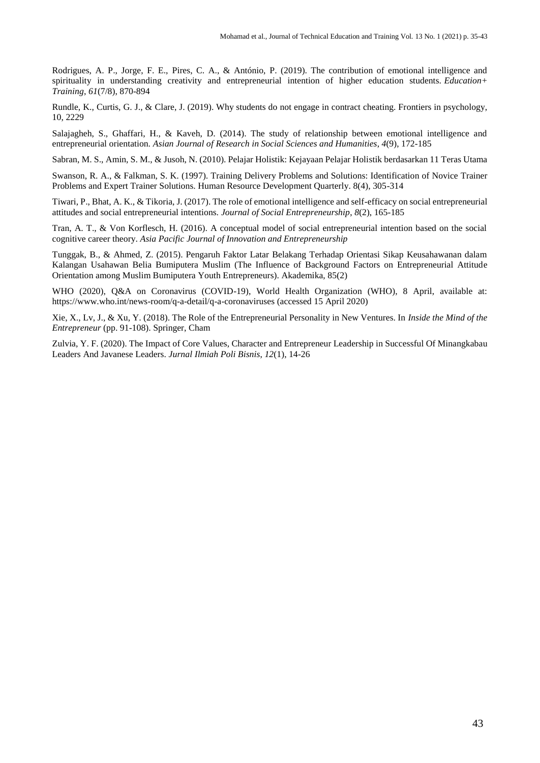Rodrigues, A. P., Jorge, F. E., Pires, C. A., & António, P. (2019). The contribution of emotional intelligence and spirituality in understanding creativity and entrepreneurial intention of higher education students. *Education+ Training*, *61*(7/8), 870-894

Rundle, K., Curtis, G. J., & Clare, J. (2019). Why students do not engage in contract cheating. Frontiers in psychology, 10, 2229

Salajagheh, S., Ghaffari, H., & Kaveh, D. (2014). The study of relationship between emotional intelligence and entrepreneurial orientation. *Asian Journal of Research in Social Sciences and Humanities*, *4*(9), 172-185

Sabran, M. S., Amin, S. M., & Jusoh, N. (2010). Pelajar Holistik: Kejayaan Pelajar Holistik berdasarkan 11 Teras Utama

Swanson, R. A., & Falkman, S. K. (1997). Training Delivery Problems and Solutions: Identification of Novice Trainer Problems and Expert Trainer Solutions. Human Resource Development Quarterly. 8(4), 305-314

Tiwari, P., Bhat, A. K., & Tikoria, J. (2017). The role of emotional intelligence and self-efficacy on social entrepreneurial attitudes and social entrepreneurial intentions. *Journal of Social Entrepreneurship*, *8*(2), 165-185

Tran, A. T., & Von Korflesch, H. (2016). A conceptual model of social entrepreneurial intention based on the social cognitive career theory. *Asia Pacific Journal of Innovation and Entrepreneurship*

Tunggak, B., & Ahmed, Z. (2015). Pengaruh Faktor Latar Belakang Terhadap Orientasi Sikap Keusahawanan dalam Kalangan Usahawan Belia Bumiputera Muslim (The Influence of Background Factors on Entrepreneurial Attitude Orientation among Muslim Bumiputera Youth Entrepreneurs). Akademika, 85(2)

WHO (2020), Q&A on Coronavirus (COVID-19), World Health Organization (WHO), 8 April, available at: https://www.who.int/news-room/q-a-detail/q-a-coronaviruses (accessed 15 April 2020)

Xie, X., Lv, J., & Xu, Y. (2018). The Role of the Entrepreneurial Personality in New Ventures. In *Inside the Mind of the Entrepreneur* (pp. 91-108). Springer, Cham

Zulvia, Y. F. (2020). The Impact of Core Values, Character and Entrepreneur Leadership in Successful Of Minangkabau Leaders And Javanese Leaders. *Jurnal Ilmiah Poli Bisnis*, *12*(1), 14-26